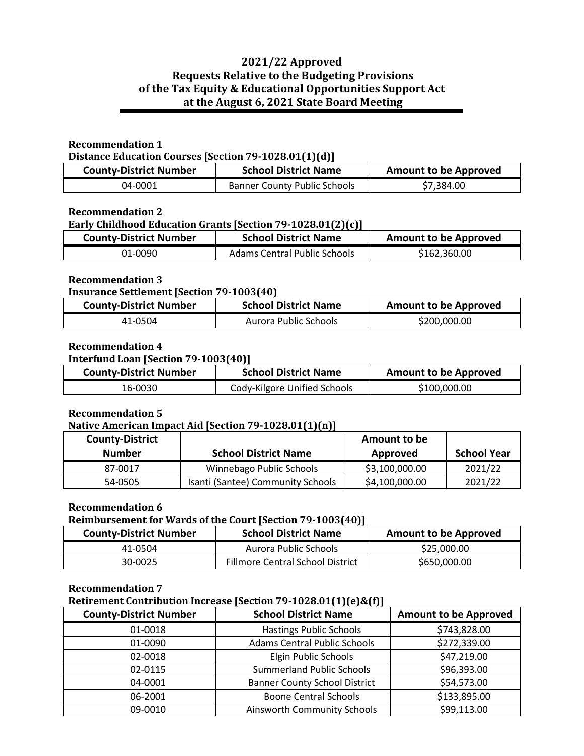# 2021/22 Approved
# Requests Relative to the Budgeting Provisions
# of the Tax Equity & Educational Opportunities Support Act
# at the August 6, 2021 State Board Meeting

**Recommendation 1**

**Distance Education Courses [Section 79-1028.01(1)(d)]**

| County-District Number | School District Name | Amount to be Approved |
|---|---|---|
| 04-0001 | Banner County Public Schools | $7,384.00 |

**Recommendation 2**

**Early Childhood Education Grants [Section 79-1028.01(2)(c)]**

| County-District Number | School District Name | Amount to be Approved |
|---|---|---|
| 01-0090 | Adams Central Public Schools | $162,360.00 |

**Recommendation 3**

**Insurance Settlement [Section 79-1003(40)**

| County-District Number | School District Name | Amount to be Approved |
|---|---|---|
| 41-0504 | Aurora Public Schools | $200,000.00 |

**Recommendation 4**

**Interfund Loan [Section 79-1003(40)]**

| County-District Number | School District Name | Amount to be Approved |
|---|---|---|
| 16-0030 | Cody-Kilgore Unified Schools | $100,000.00 |

**Recommendation 5**

**Native American Impact Aid [Section 79-1028.01(1)(n)]**

| County-District Number | School District Name | Amount to be Approved | School Year |
|---|---|---|---|
| 87-0017 | Winnebago Public Schools | $3,100,000.00 | 2021/22 |
| 54-0505 | Isanti (Santee) Community Schools | $4,100,000.00 | 2021/22 |

**Recommendation 6**

**Reimbursement for Wards of the Court [Section 79-1003(40)]**

| County-District Number | School District Name | Amount to be Approved |
|---|---|---|
| 41-0504 | Aurora Public Schools | $25,000.00 |
| 30-0025 | Fillmore Central School District | $650,000.00 |

**Recommendation 7**

**Retirement Contribution Increase [Section 79-1028.01(1)(e)&(f)]**

| County-District Number | School District Name | Amount to be Approved |
|---|---|---|
| 01-0018 | Hastings Public Schools | $743,828.00 |
| 01-0090 | Adams Central Public Schools | $272,339.00 |
| 02-0018 | Elgin Public Schools | $47,219.00 |
| 02-0115 | Summerland Public Schools | $96,393.00 |
| 04-0001 | Banner County School District | $54,573.00 |
| 06-2001 | Boone Central Schools | $133,895.00 |
| 09-0010 | Ainsworth Community Schools | $99,113.00 |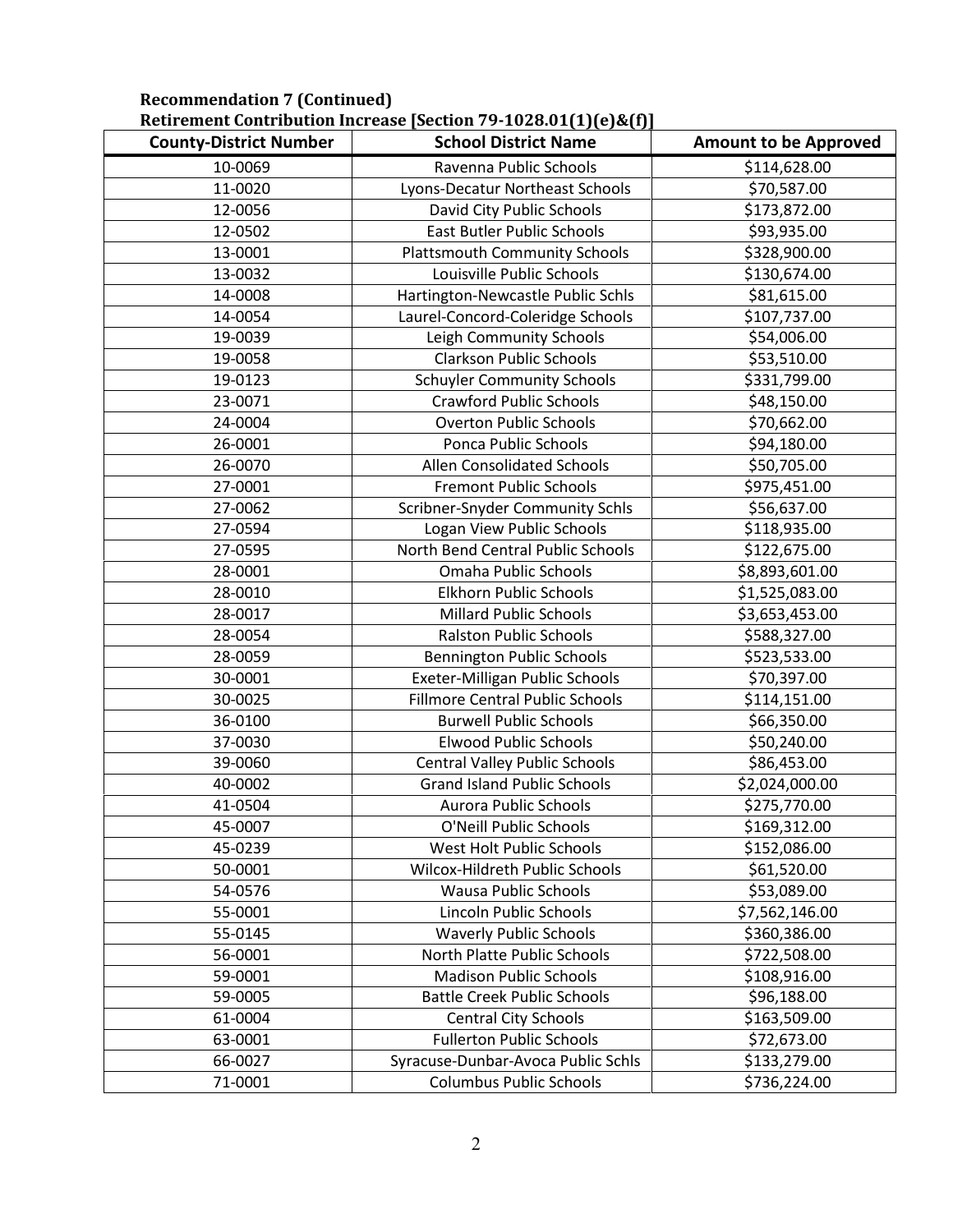**Recommendation 7 (Continued)**
**Retirement Contribution Increase [Section 79-1028.01(1)(e)&(f)]**

| County-District Number | School District Name | Amount to be Approved |
|---|---|---|
| 10-0069 | Ravenna Public Schools | $114,628.00 |
| 11-0020 | Lyons-Decatur Northeast Schools | $70,587.00 |
| 12-0056 | David City Public Schools | $173,872.00 |
| 12-0502 | East Butler Public Schools | $93,935.00 |
| 13-0001 | Plattsmouth Community Schools | $328,900.00 |
| 13-0032 | Louisville Public Schools | $130,674.00 |
| 14-0008 | Hartington-Newcastle Public Schls | $81,615.00 |
| 14-0054 | Laurel-Concord-Coleridge Schools | $107,737.00 |
| 19-0039 | Leigh Community Schools | $54,006.00 |
| 19-0058 | Clarkson Public Schools | $53,510.00 |
| 19-0123 | Schuyler Community Schools | $331,799.00 |
| 23-0071 | Crawford Public Schools | $48,150.00 |
| 24-0004 | Overton Public Schools | $70,662.00 |
| 26-0001 | Ponca Public Schools | $94,180.00 |
| 26-0070 | Allen Consolidated Schools | $50,705.00 |
| 27-0001 | Fremont Public Schools | $975,451.00 |
| 27-0062 | Scribner-Snyder Community Schls | $56,637.00 |
| 27-0594 | Logan View Public Schools | $118,935.00 |
| 27-0595 | North Bend Central Public Schools | $122,675.00 |
| 28-0001 | Omaha Public Schools | $8,893,601.00 |
| 28-0010 | Elkhorn Public Schools | $1,525,083.00 |
| 28-0017 | Millard Public Schools | $3,653,453.00 |
| 28-0054 | Ralston Public Schools | $588,327.00 |
| 28-0059 | Bennington Public Schools | $523,533.00 |
| 30-0001 | Exeter-Milligan Public Schools | $70,397.00 |
| 30-0025 | Fillmore Central Public Schools | $114,151.00 |
| 36-0100 | Burwell Public Schools | $66,350.00 |
| 37-0030 | Elwood Public Schools | $50,240.00 |
| 39-0060 | Central Valley Public Schools | $86,453.00 |
| 40-0002 | Grand Island Public Schools | $2,024,000.00 |
| 41-0504 | Aurora Public Schools | $275,770.00 |
| 45-0007 | O'Neill Public Schools | $169,312.00 |
| 45-0239 | West Holt Public Schools | $152,086.00 |
| 50-0001 | Wilcox-Hildreth Public Schools | $61,520.00 |
| 54-0576 | Wausa Public Schools | $53,089.00 |
| 55-0001 | Lincoln Public Schools | $7,562,146.00 |
| 55-0145 | Waverly Public Schools | $360,386.00 |
| 56-0001 | North Platte Public Schools | $722,508.00 |
| 59-0001 | Madison Public Schools | $108,916.00 |
| 59-0005 | Battle Creek Public Schools | $96,188.00 |
| 61-0004 | Central City Schools | $163,509.00 |
| 63-0001 | Fullerton Public Schools | $72,673.00 |
| 66-0027 | Syracuse-Dunbar-Avoca Public Schls | $133,279.00 |
| 71-0001 | Columbus Public Schools | $736,224.00 |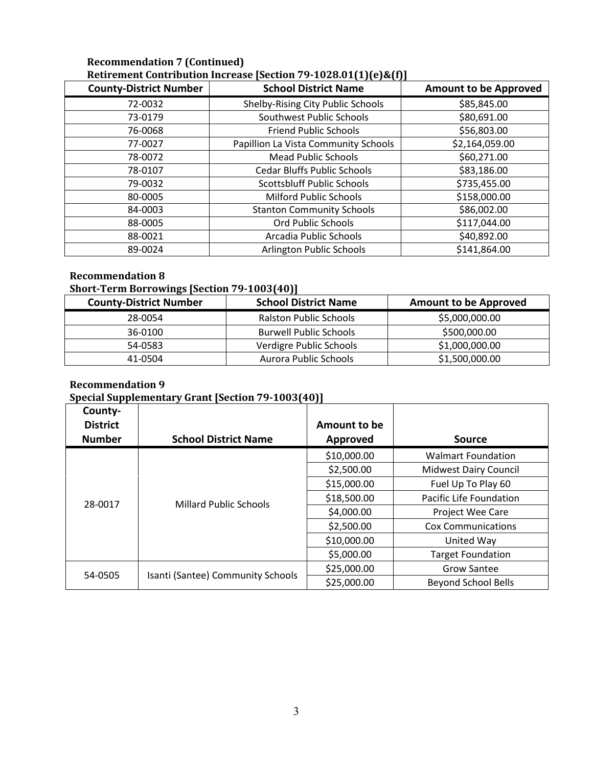**Recommendation 7 (Continued)**

**Retirement Contribution Increase [Section 79-1028.01(1)(e)&(f)]**

| County-District Number | School District Name | Amount to be Approved |
|---|---|---|
| 72-0032 | Shelby-Rising City Public Schools | $85,845.00 |
| 73-0179 | Southwest Public Schools | $80,691.00 |
| 76-0068 | Friend Public Schools | $56,803.00 |
| 77-0027 | Papillion La Vista Community Schools | $2,164,059.00 |
| 78-0072 | Mead Public Schools | $60,271.00 |
| 78-0107 | Cedar Bluffs Public Schools | $83,186.00 |
| 79-0032 | Scottsbluff Public Schools | $735,455.00 |
| 80-0005 | Milford Public Schools | $158,000.00 |
| 84-0003 | Stanton Community Schools | $86,002.00 |
| 88-0005 | Ord Public Schools | $117,044.00 |
| 88-0021 | Arcadia Public Schools | $40,892.00 |
| 89-0024 | Arlington Public Schools | $141,864.00 |

**Recommendation 8**

**Short-Term Borrowings [Section 79-1003(40)]**

| County-District Number | School District Name | Amount to be Approved |
|---|---|---|
| 28-0054 | Ralston Public Schools | $5,000,000.00 |
| 36-0100 | Burwell Public Schools | $500,000.00 |
| 54-0583 | Verdigre Public Schools | $1,000,000.00 |
| 41-0504 | Aurora Public Schools | $1,500,000.00 |

**Recommendation 9**

**Special Supplementary Grant [Section 79-1003(40)]**

| County-District Number | School District Name | Amount to be Approved | Source |
|---|---|---|---|
| 28-0017 | Millard Public Schools | $10,000.00 | Walmart Foundation |
| | | $2,500.00 | Midwest Dairy Council |
| | | $15,000.00 | Fuel Up To Play 60 |
| | | $18,500.00 | Pacific Life Foundation |
| | | $4,000.00 | Project Wee Care |
| | | $2,500.00 | Cox Communications |
| | | $10,000.00 | United Way |
| | | $5,000.00 | Target Foundation |
| 54-0505 | Isanti (Santee) Community Schools | $25,000.00 | Grow Santee |
| | | $25,000.00 | Beyond School Bells |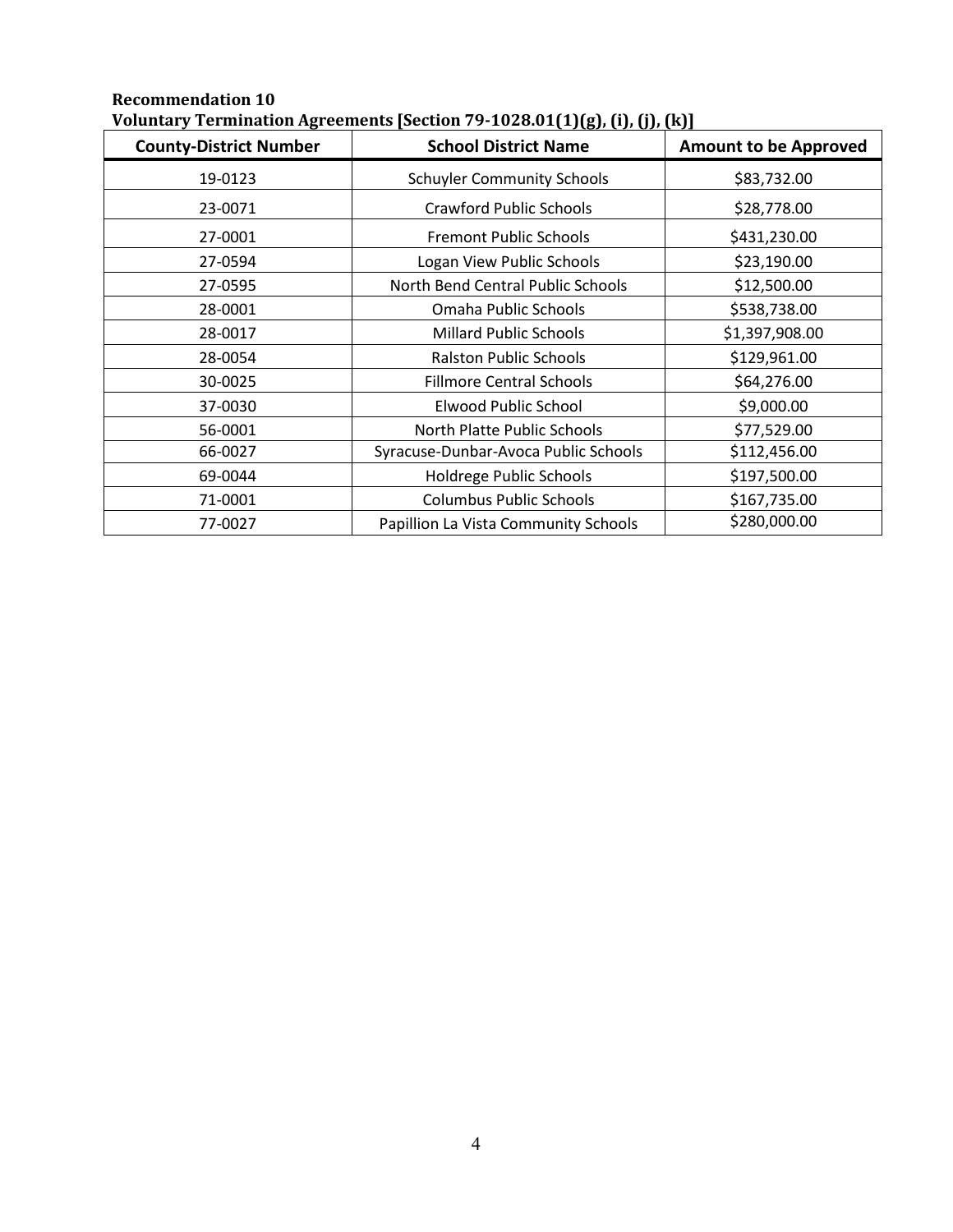**Recommendation 10**

**Voluntary Termination Agreements [Section 79-1028.01(1)(g), (i), (j), (k)]**

| County-District Number | School District Name | Amount to be Approved |
|---|---|---|
| 19-0123 | Schuyler Community Schools | $83,732.00 |
| 23-0071 | Crawford Public Schools | $28,778.00 |
| 27-0001 | Fremont Public Schools | $431,230.00 |
| 27-0594 | Logan View Public Schools | $23,190.00 |
| 27-0595 | North Bend Central Public Schools | $12,500.00 |
| 28-0001 | Omaha Public Schools | $538,738.00 |
| 28-0017 | Millard Public Schools | $1,397,908.00 |
| 28-0054 | Ralston Public Schools | $129,961.00 |
| 30-0025 | Fillmore Central Schools | $64,276.00 |
| 37-0030 | Elwood Public School | $9,000.00 |
| 56-0001 | North Platte Public Schools | $77,529.00 |
| 66-0027 | Syracuse-Dunbar-Avoca Public Schools | $112,456.00 |
| 69-0044 | Holdrege Public Schools | $197,500.00 |
| 71-0001 | Columbus Public Schools | $167,735.00 |
| 77-0027 | Papillion La Vista Community Schools | $280,000.00 |